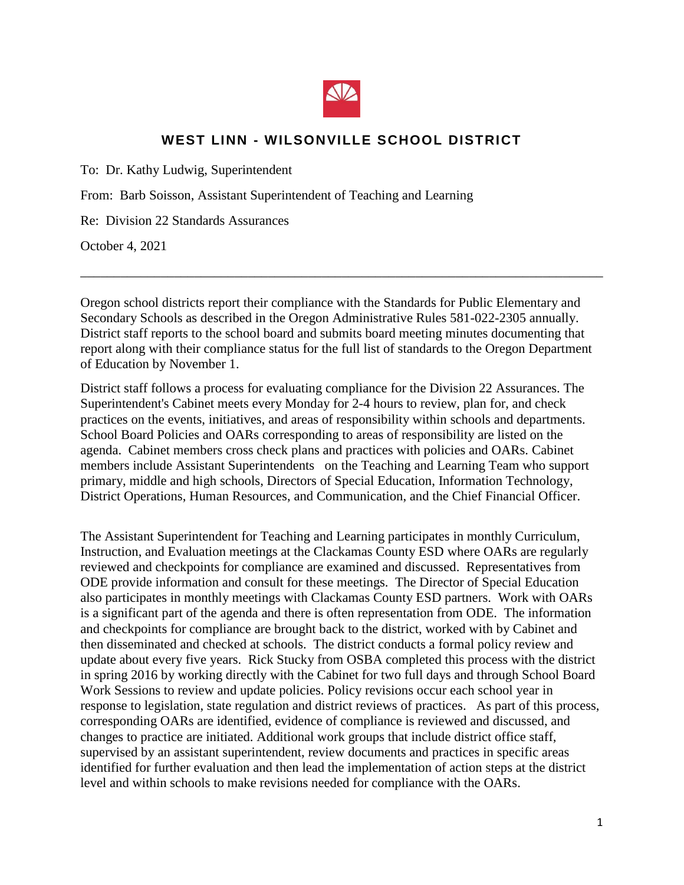## WEST LINN - WILSONVILLE SCHOOL DISTRICT

To: Dr. Kathy Ludwig, Superintendent

From: Barb Soisson, Assistant Superintendent of Teaching and Learning

Re: Division 22 Standards Assurances

October 4, 2021

---

Oregon school districts report their compliance with the Standards for Public Elementary and Secondary Schools as described in the Oregon Administrative Rules 581-022-2305 annually. District staff reports to the school board and submits board meeting minutes documenting that report along with their compliance status for the full list of standards to the Oregon Department of Education by November 1.

District staff follows a process for evaluating compliance for the Division 22 Assurances. The Superintendent's Cabinet meets every Monday for 2-4 hours to review, plan for, and check practices on the events, initiatives, and areas of responsibility within schools and departments. School Board Policies and OARs corresponding to areas of responsibility are listed on the agenda. Cabinet members cross check plans and practices with policies and OARs. Cabinet members include Assistant Superintendents on the Teaching and Learning Team who support primary, middle and high schools, Directors of Special Education, Information Technology, District Operations, Human Resources, and Communication, and the Chief Financial Officer.

The Assistant Superintendent for Teaching and Learning participates in monthly Curriculum, Instruction, and Evaluation meetings at the Clackamas County ESD where OARs are regularly reviewed and checkpoints for compliance are examined and discussed. Representatives from ODE provide information and consult for these meetings. The Director of Special Education also participates in monthly meetings with Clackamas County ESD partners. Work with OARs is a significant part of the agenda and there is often representation from ODE. The information and checkpoints for compliance are brought back to the district, worked with by Cabinet and then disseminated and checked at schools. The district conducts a formal policy review and update about every five years. Rick Stucky from OSBA completed this process with the district in spring 2016 by working directly with the Cabinet for two full days and through School Board Work Sessions to review and update policies. Policy revisions occur each school year in response to legislation, state regulation and district reviews of practices. As part of this process, corresponding OARs are identified, evidence of compliance is reviewed and discussed, and changes to practice are initiated. Additional work groups that include district office staff, supervised by an assistant superintendent, review documents and practices in specific areas identified for further evaluation and then lead the implementation of action steps at the district level and within schools to make revisions needed for compliance with the OARs.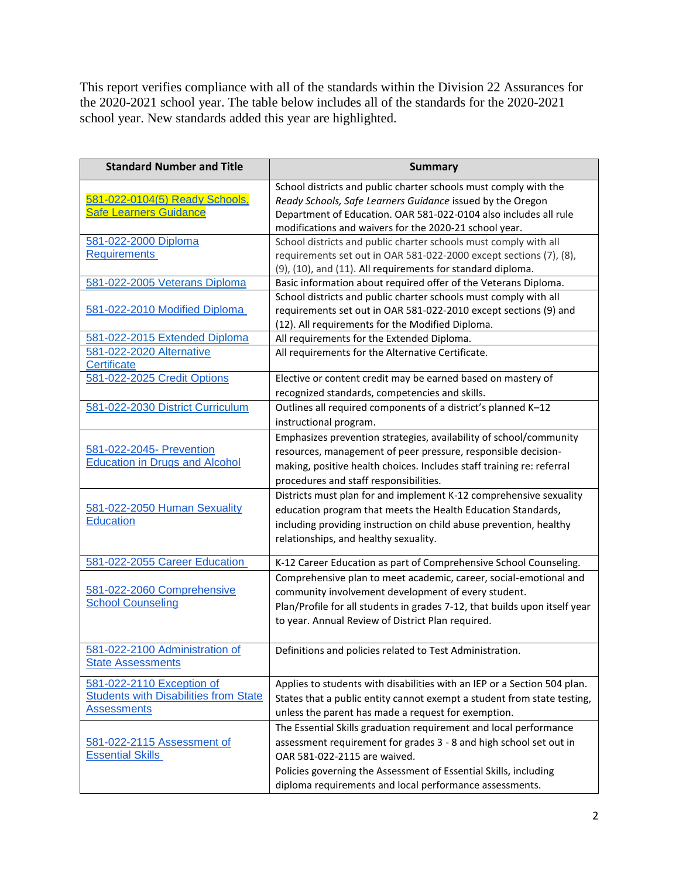This report verifies compliance with all of the standards within the Division 22 Assurances for the 2020-2021 school year. The table below includes all of the standards for the 2020-2021 school year. New standards added this year are highlighted.

| Standard Number and Title | Summary |
|---|---|
| 581-022-0104(5) Ready Schools, Safe Learners Guidance | School districts and public charter schools must comply with the *Ready Schools, Safe Learners Guidance* issued by the Oregon Department of Education. OAR 581-022-0104 also includes all rule modifications and waivers for the 2020-21 school year. |
| 581-022-2000 Diploma Requirements | School districts and public charter schools must comply with all requirements set out in OAR 581-022-2000 except sections (7), (8), (9), (10), and (11). All requirements for standard diploma. |
| 581-022-2005 Veterans Diploma | Basic information about required offer of the Veterans Diploma. |
| 581-022-2010 Modified Diploma | School districts and public charter schools must comply with all requirements set out in OAR 581-022-2010 except sections (9) and (12). All requirements for the Modified Diploma. |
| 581-022-2015 Extended Diploma | All requirements for the Extended Diploma. |
| 581-022-2020 Alternative Certificate | All requirements for the Alternative Certificate. |
| 581-022-2025 Credit Options | Elective or content credit may be earned based on mastery of recognized standards, competencies and skills. |
| 581-022-2030 District Curriculum | Outlines all required components of a district's planned K–12 instructional program. |
| 581-022-2045- Prevention Education in Drugs and Alcohol | Emphasizes prevention strategies, availability of school/community resources, management of peer pressure, responsible decision-making, positive health choices. Includes staff training re: referral procedures and staff responsibilities. |
| 581-022-2050 Human Sexuality Education | Districts must plan for and implement K-12 comprehensive sexuality education program that meets the Health Education Standards, including providing instruction on child abuse prevention, healthy relationships, and healthy sexuality. |
| 581-022-2055 Career Education | K-12 Career Education as part of Comprehensive School Counseling. |
| 581-022-2060 Comprehensive School Counseling | Comprehensive plan to meet academic, career, social-emotional and community involvement development of every student. Plan/Profile for all students in grades 7-12, that builds upon itself year to year. Annual Review of District Plan required. |
| 581-022-2100 Administration of State Assessments | Definitions and policies related to Test Administration. |
| 581-022-2110 Exception of Students with Disabilities from State Assessments | Applies to students with disabilities with an IEP or a Section 504 plan. States that a public entity cannot exempt a student from state testing, unless the parent has made a request for exemption. |
| 581-022-2115 Assessment of Essential Skills | The Essential Skills graduation requirement and local performance assessment requirement for grades 3 - 8 and high school set out in OAR 581-022-2115 are waived. Policies governing the Assessment of Essential Skills, including diploma requirements and local performance assessments. |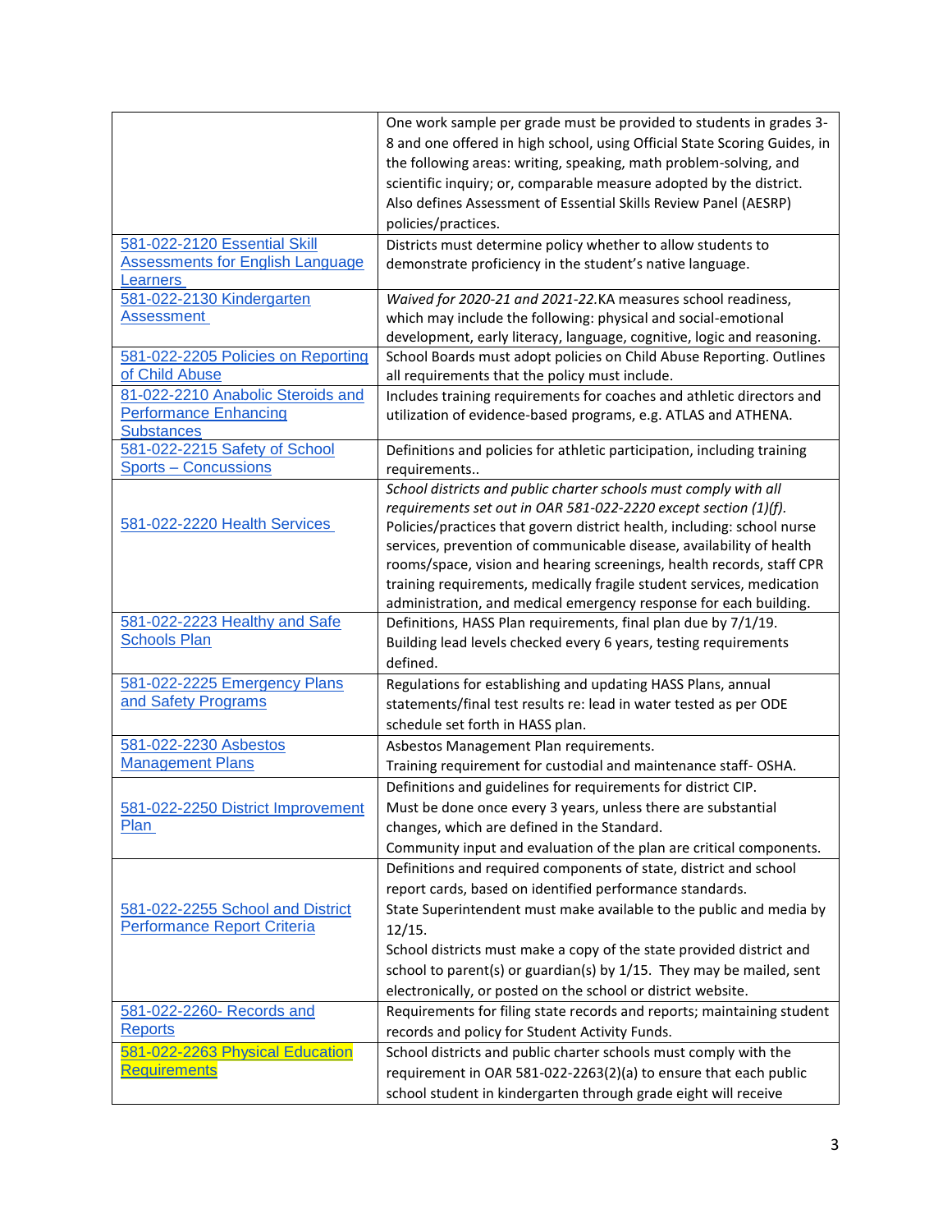| | |
|---|---|
| | One work sample per grade must be provided to students in grades 3-8 and one offered in high school, using Official State Scoring Guides, in the following areas: writing, speaking, math problem-solving, and scientific inquiry; or, comparable measure adopted by the district. Also defines Assessment of Essential Skills Review Panel (AESRP) policies/practices. |
| 581-022-2120 Essential Skill Assessments for English Language Learners | Districts must determine policy whether to allow students to demonstrate proficiency in the student's native language. |
| 581-022-2130 Kindergarten Assessment | *Waived for 2020-21 and 2021-22.*KA measures school readiness, which may include the following: physical and social-emotional development, early literacy, language, cognitive, logic and reasoning. |
| 581-022-2205 Policies on Reporting of Child Abuse | School Boards must adopt policies on Child Abuse Reporting. Outlines all requirements that the policy must include. |
| 81-022-2210 Anabolic Steroids and Performance Enhancing Substances | Includes training requirements for coaches and athletic directors and utilization of evidence-based programs, e.g. ATLAS and ATHENA. |
| 581-022-2215 Safety of School Sports – Concussions | Definitions and policies for athletic participation, including training requirements.. |
| 581-022-2220 Health Services | *School districts and public charter schools must comply with all requirements set out in OAR 581-022-2220 except section (1)(f).* Policies/practices that govern district health, including: school nurse services, prevention of communicable disease, availability of health rooms/space, vision and hearing screenings, health records, staff CPR training requirements, medically fragile student services, medication administration, and medical emergency response for each building. |
| 581-022-2223 Healthy and Safe Schools Plan | Definitions, HASS Plan requirements, final plan due by 7/1/19. Building lead levels checked every 6 years, testing requirements defined. |
| 581-022-2225 Emergency Plans and Safety Programs | Regulations for establishing and updating HASS Plans, annual statements/final test results re: lead in water tested as per ODE schedule set forth in HASS plan. |
| 581-022-2230 Asbestos Management Plans | Asbestos Management Plan requirements. Training requirement for custodial and maintenance staff- OSHA. |
| 581-022-2250 District Improvement Plan | Definitions and guidelines for requirements for district CIP. Must be done once every 3 years, unless there are substantial changes, which are defined in the Standard. Community input and evaluation of the plan are critical components. |
| 581-022-2255 School and District Performance Report Criteria | Definitions and required components of state, district and school report cards, based on identified performance standards. State Superintendent must make available to the public and media by 12/15. School districts must make a copy of the state provided district and school to parent(s) or guardian(s) by 1/15. They may be mailed, sent electronically, or posted on the school or district website. |
| 581-022-2260- Records and Reports | Requirements for filing state records and reports; maintaining student records and policy for Student Activity Funds. |
| 581-022-2263 Physical Education Requirements | School districts and public charter schools must comply with the requirement in OAR 581-022-2263(2)(a) to ensure that each public school student in kindergarten through grade eight will receive |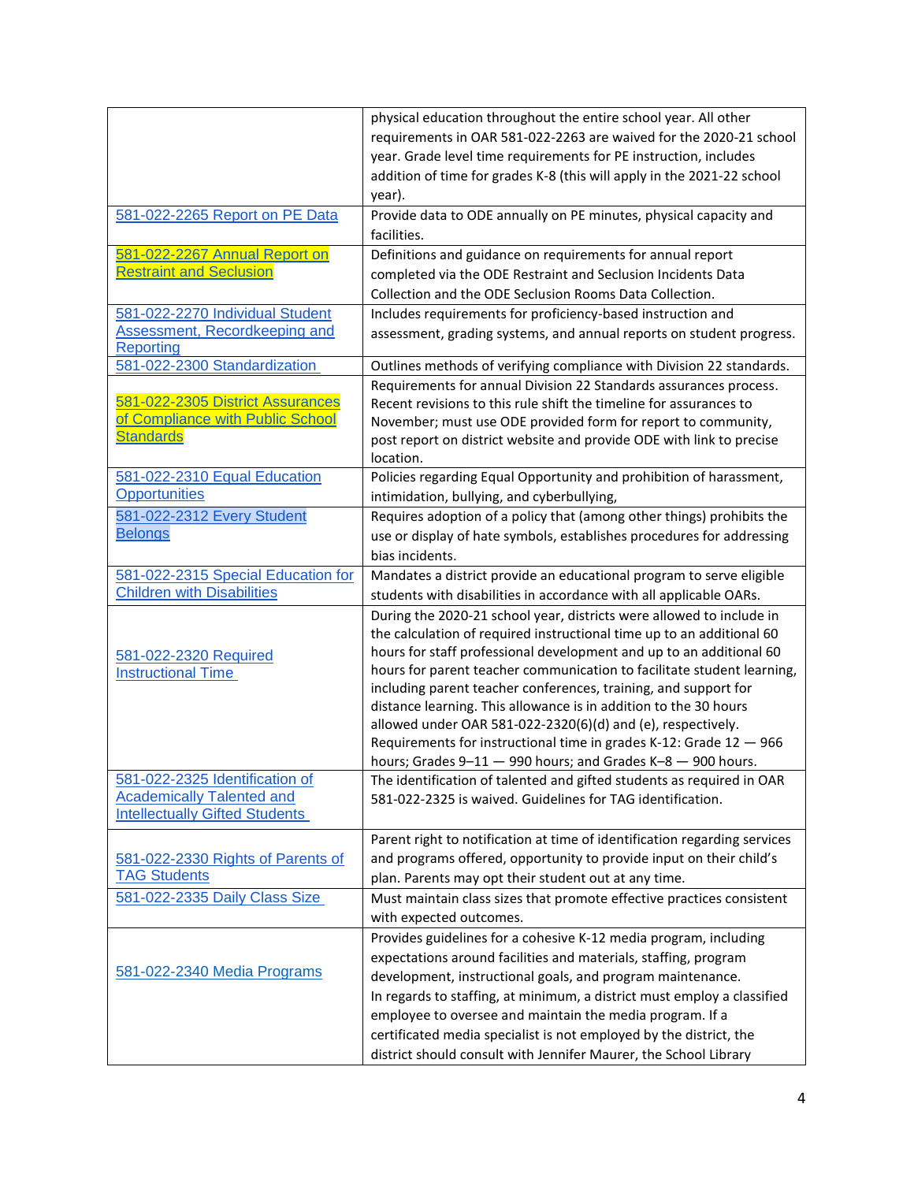| | |
|---|---|
| | physical education throughout the entire school year. All other requirements in OAR 581-022-2263 are waived for the 2020-21 school year. Grade level time requirements for PE instruction, includes addition of time for grades K-8 (this will apply in the 2021-22 school year). |
| 581-022-2265 Report on PE Data | Provide data to ODE annually on PE minutes, physical capacity and facilities. |
| 581-022-2267 Annual Report on Restraint and Seclusion | Definitions and guidance on requirements for annual report completed via the ODE Restraint and Seclusion Incidents Data Collection and the ODE Seclusion Rooms Data Collection. |
| 581-022-2270 Individual Student Assessment, Recordkeeping and Reporting | Includes requirements for proficiency-based instruction and assessment, grading systems, and annual reports on student progress. |
| 581-022-2300 Standardization | Outlines methods of verifying compliance with Division 22 standards. |
| 581-022-2305 District Assurances of Compliance with Public School Standards | Requirements for annual Division 22 Standards assurances process. Recent revisions to this rule shift the timeline for assurances to November; must use ODE provided form for report to community, post report on district website and provide ODE with link to precise location. |
| 581-022-2310 Equal Education Opportunities | Policies regarding Equal Opportunity and prohibition of harassment, intimidation, bullying, and cyberbullying, |
| 581-022-2312 Every Student Belongs | Requires adoption of a policy that (among other things) prohibits the use or display of hate symbols, establishes procedures for addressing bias incidents. |
| 581-022-2315 Special Education for Children with Disabilities | Mandates a district provide an educational program to serve eligible students with disabilities in accordance with all applicable OARs. |
| 581-022-2320 Required Instructional Time | During the 2020-21 school year, districts were allowed to include in the calculation of required instructional time up to an additional 60 hours for staff professional development and up to an additional 60 hours for parent teacher communication to facilitate student learning, including parent teacher conferences, training, and support for distance learning. This allowance is in addition to the 30 hours allowed under OAR 581-022-2320(6)(d) and (e), respectively. Requirements for instructional time in grades K-12: Grade 12 — 966 hours; Grades 9–11 — 990 hours; and Grades K–8 — 900 hours. |
| 581-022-2325 Identification of Academically Talented and Intellectually Gifted Students | The identification of talented and gifted students as required in OAR 581-022-2325 is waived. Guidelines for TAG identification. |
| 581-022-2330 Rights of Parents of TAG Students | Parent right to notification at time of identification regarding services and programs offered, opportunity to provide input on their child's plan. Parents may opt their student out at any time. |
| 581-022-2335 Daily Class Size | Must maintain class sizes that promote effective practices consistent with expected outcomes. |
| 581-022-2340 Media Programs | Provides guidelines for a cohesive K-12 media program, including expectations around facilities and materials, staffing, program development, instructional goals, and program maintenance.<br>In regards to staffing, at minimum, a district must employ a classified employee to oversee and maintain the media program. If a certificated media specialist is not employed by the district, the district should consult with Jennifer Maurer, the School Library |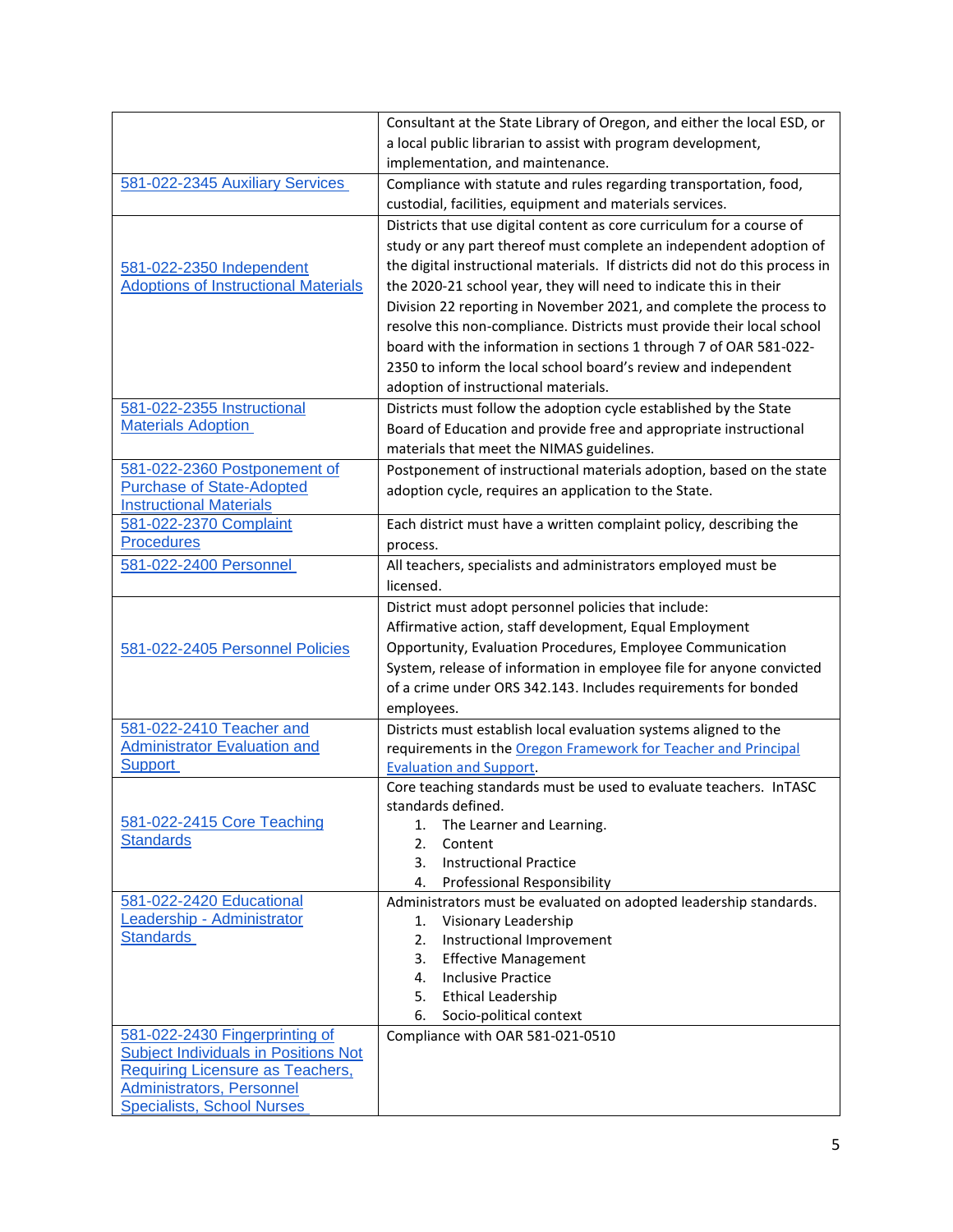| | |
|---|---|
| | Consultant at the State Library of Oregon, and either the local ESD, or a local public librarian to assist with program development, implementation, and maintenance. |
| 581-022-2345 Auxiliary Services | Compliance with statute and rules regarding transportation, food, custodial, facilities, equipment and materials services. |
| 581-022-2350 Independent Adoptions of Instructional Materials | Districts that use digital content as core curriculum for a course of study or any part thereof must complete an independent adoption of the digital instructional materials. If districts did not do this process in the 2020-21 school year, they will need to indicate this in their Division 22 reporting in November 2021, and complete the process to resolve this non-compliance. Districts must provide their local school board with the information in sections 1 through 7 of OAR 581-022-2350 to inform the local school board's review and independent adoption of instructional materials. |
| 581-022-2355 Instructional Materials Adoption | Districts must follow the adoption cycle established by the State Board of Education and provide free and appropriate instructional materials that meet the NIMAS guidelines. |
| 581-022-2360 Postponement of Purchase of State-Adopted Instructional Materials | Postponement of instructional materials adoption, based on the state adoption cycle, requires an application to the State. |
| 581-022-2370 Complaint Procedures | Each district must have a written complaint policy, describing the process. |
| 581-022-2400 Personnel | All teachers, specialists and administrators employed must be licensed. |
| 581-022-2405 Personnel Policies | District must adopt personnel policies that include: Affirmative action, staff development, Equal Employment Opportunity, Evaluation Procedures, Employee Communication System, release of information in employee file for anyone convicted of a crime under ORS 342.143. Includes requirements for bonded employees. |
| 581-022-2410 Teacher and Administrator Evaluation and Support | Districts must establish local evaluation systems aligned to the requirements in the Oregon Framework for Teacher and Principal Evaluation and Support. |
| 581-022-2415 Core Teaching Standards | Core teaching standards must be used to evaluate teachers. InTASC standards defined.<br>1. The Learner and Learning.<br>2. Content<br>3. Instructional Practice<br>4. Professional Responsibility |
| 581-022-2420 Educational Leadership - Administrator Standards | Administrators must be evaluated on adopted leadership standards.<br>1. Visionary Leadership<br>2. Instructional Improvement<br>3. Effective Management<br>4. Inclusive Practice<br>5. Ethical Leadership<br>6. Socio-political context |
| 581-022-2430 Fingerprinting of Subject Individuals in Positions Not Requiring Licensure as Teachers, Administrators, Personnel Specialists, School Nurses | Compliance with OAR 581-021-0510 |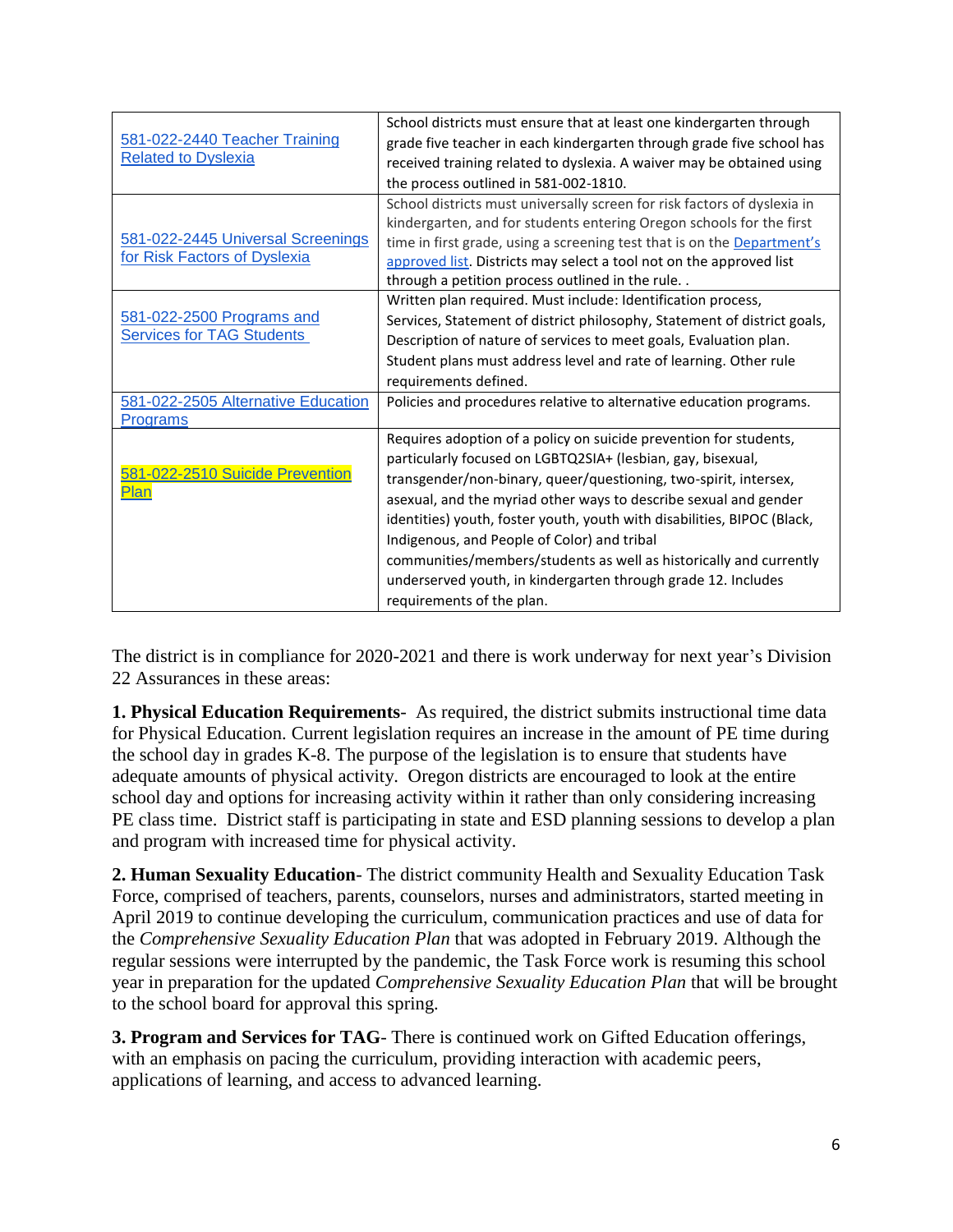| | |
|---|---|
| 581-022-2440 Teacher Training Related to Dyslexia | School districts must ensure that at least one kindergarten through grade five teacher in each kindergarten through grade five school has received training related to dyslexia. A waiver may be obtained using the process outlined in 581-002-1810. |
| 581-022-2445 Universal Screenings for Risk Factors of Dyslexia | School districts must universally screen for risk factors of dyslexia in kindergarten, and for students entering Oregon schools for the first time in first grade, using a screening test that is on the Department's approved list. Districts may select a tool not on the approved list through a petition process outlined in the rule. . |
| 581-022-2500 Programs and Services for TAG Students | Written plan required. Must include: Identification process, Services, Statement of district philosophy, Statement of district goals, Description of nature of services to meet goals, Evaluation plan. Student plans must address level and rate of learning. Other rule requirements defined. |
| 581-022-2505 Alternative Education Programs | Policies and procedures relative to alternative education programs. |
| 581-022-2510 Suicide Prevention Plan | Requires adoption of a policy on suicide prevention for students, particularly focused on LGBTQ2SIA+ (lesbian, gay, bisexual, transgender/non-binary, queer/questioning, two-spirit, intersex, asexual, and the myriad other ways to describe sexual and gender identities) youth, foster youth, youth with disabilities, BIPOC (Black, Indigenous, and People of Color) and tribal communities/members/students as well as historically and currently underserved youth, in kindergarten through grade 12. Includes requirements of the plan. |

The district is in compliance for 2020-2021 and there is work underway for next year's Division 22 Assurances in these areas:

**1. Physical Education Requirements**- As required, the district submits instructional time data for Physical Education. Current legislation requires an increase in the amount of PE time during the school day in grades K-8. The purpose of the legislation is to ensure that students have adequate amounts of physical activity. Oregon districts are encouraged to look at the entire school day and options for increasing activity within it rather than only considering increasing PE class time. District staff is participating in state and ESD planning sessions to develop a plan and program with increased time for physical activity.

**2. Human Sexuality Education**- The district community Health and Sexuality Education Task Force, comprised of teachers, parents, counselors, nurses and administrators, started meeting in April 2019 to continue developing the curriculum, communication practices and use of data for the *Comprehensive Sexuality Education Plan* that was adopted in February 2019. Although the regular sessions were interrupted by the pandemic, the Task Force work is resuming this school year in preparation for the updated *Comprehensive Sexuality Education Plan* that will be brought to the school board for approval this spring.

**3. Program and Services for TAG**- There is continued work on Gifted Education offerings, with an emphasis on pacing the curriculum, providing interaction with academic peers, applications of learning, and access to advanced learning.